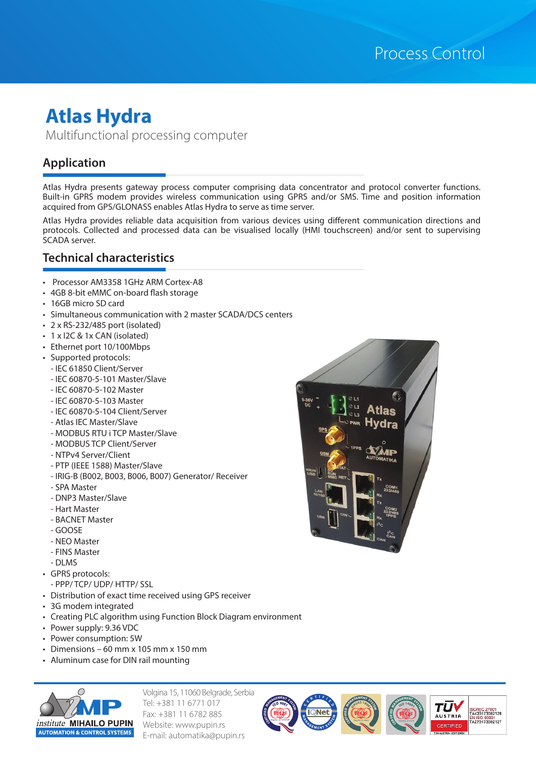Process Control

# Atlas Hydra

Multifunctional processing computer

## Application

Atlas Hydra presents gateway process computer comprising data concentrator and protocol converter functions. Built-in GPRS modem provides wireless communication using GPRS and/or SMS. Time and position information acquired from GPS/GLONASS enables Atlas Hydra to serve as time server.

Atlas Hydra provides reliable data acquisition from various devices using different communication directions and protocols. Collected and processed data can be visualised locally (HMI touchscreen) and/or sent to supervising SCADA server.

## Technical characteristics

- Processor AM3358 1GHz ARM Cortex-A8
- 4GB 8-bit eMMC on-board flash storage
- 16GB micro SD card
- Simultaneous communication with 2 master SCADA/DCS centers
- 2 x RS-232/485 port (isolated)
- 1 x I2C & 1x CAN (isolated)
- Ethernet port 10/100Mbps
- Supported protocols:
  - IEC 61850 Client/Server
  - IEC 60870-5-101 Master/Slave
  - IEC 60870-5-102 Master
  - IEC 60870-5-103 Master
  - IEC 60870-5-104 Client/Server
  - Atlas IEC Master/Slave
  - MODBUS RTU i TCP Master/Slave
  - MODBUS TCP Client/Server
  - NTPv4 Server/Client
  - PTP (IEEE 1588) Master/Slave
  - IRIG-B (B002, B003, B006, B007) Generator/ Receiver
  - SPA Master
  - DNP3 Master/Slave
  - Hart Master
  - BACNET Master
  - GOOSE
  - NEO Master
  - FINS Master
  - DLMS
- GPRS protocols:
  - PPP/ TCP/ UDP/ HTTP/ SSL
- Distribution of exact time received using GPS receiver
- 3G modem integrated
- Creating PLC algorithm using Function Block Diagram environment
- Power supply: 9.36 VDC
- Power consumption: 5W
- Dimensions – 60 mm x 105 mm x 150 mm
- Aluminum case for DIN rail mounting

institute MIHAILO PUPIN
AUTOMATION & CONTROL SYSTEMS

Volgina 15, 11060 Belgrade, Serbia
Tel: +381 11 6771 017
Fax: +381 11 6782 885
Website: www.pupin.rs
E-mail: automatika@pupin.rs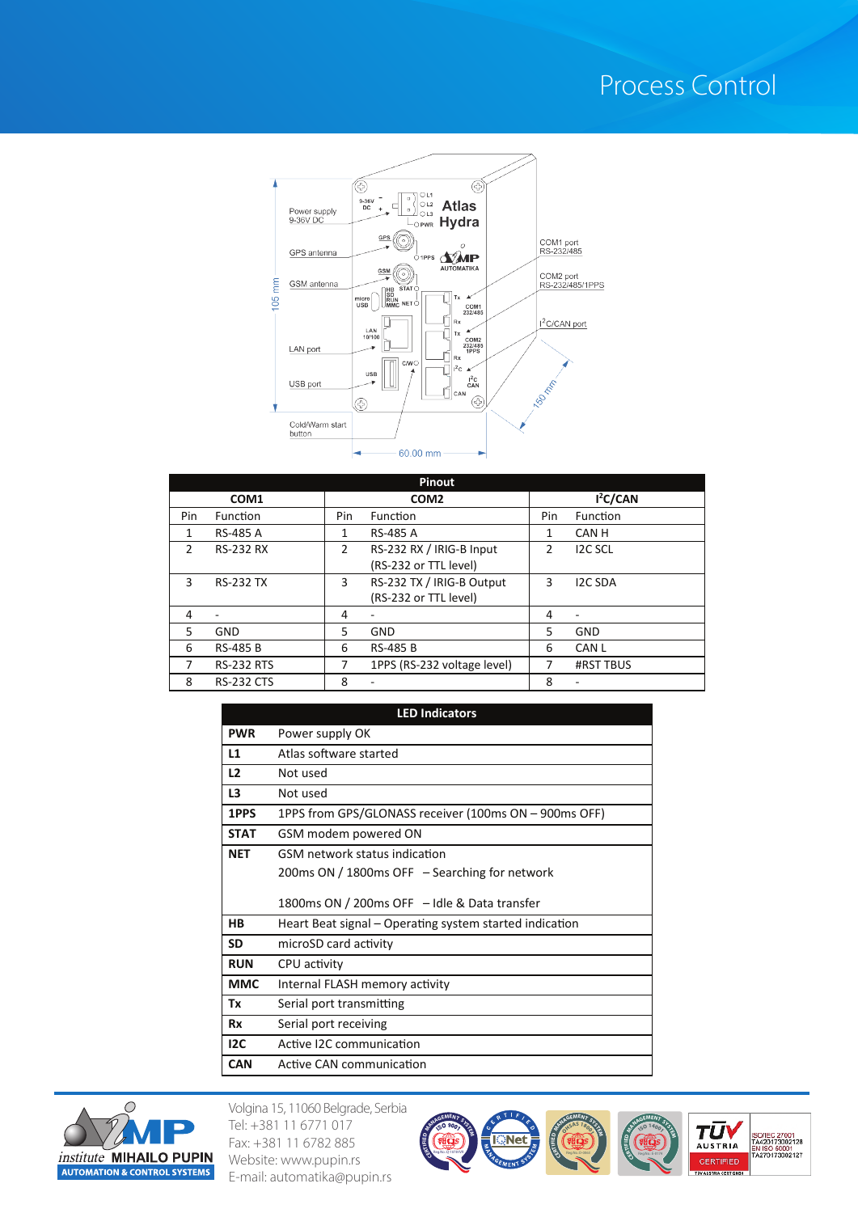# Process Control

Power supply 9-36V DC

GPS antenna

GSM antenna

LAN port

USB port

Cold/Warm start button

COM1 port RS-232/485

COM2 port RS-232/485/1PPS

$I^2C$/CAN port

105 mm

150 mm

60.00 mm

| Pinout | | | | | |
|---|---|---|---|---|---|
| COM1 | | COM2 | | $I^2C$/CAN | |
| Pin | Function | Pin | Function | Pin | Function |
| 1 | RS-485 A | 1 | RS-485 A | 1 | CAN H |
| 2 | RS-232 RX | 2 | RS-232 RX / IRIG-B Input (RS-232 or TTL level) | 2 | I2C SCL |
| 3 | RS-232 TX | 3 | RS-232 TX / IRIG-B Output (RS-232 or TTL level) | 3 | I2C SDA |
| 4 | - | 4 | - | 4 | - |
| 5 | GND | 5 | GND | 5 | GND |
| 6 | RS-485 B | 6 | RS-485 B | 6 | CAN L |
| 7 | RS-232 RTS | 7 | 1PPS (RS-232 voltage level) | 7 | #RST TBUS |
| 8 | RS-232 CTS | 8 | - | 8 | - |

| LED Indicators | |
|---|---|
| **PWR** | Power supply OK |
| **L1** | Atlas software started |
| **L2** | Not used |
| **L3** | Not used |
| **1PPS** | 1PPS from GPS/GLONASS receiver (100ms ON – 900ms OFF) |
| **STAT** | GSM modem powered ON |
| **NET** | GSM network status indication<br>200ms ON / 1800ms OFF – Searching for network<br>1800ms ON / 200ms OFF – Idle & Data transfer |
| **HB** | Heart Beat signal – Operating system started indication |
| **SD** | microSD card activity |
| **RUN** | CPU activity |
| **MMC** | Internal FLASH memory activity |
| **Tx** | Serial port transmitting |
| **Rx** | Serial port receiving |
| **I2C** | Active I2C communication |
| **CAN** | Active CAN communication |

institute MIHAILO PUPIN
AUTOMATION & CONTROL SYSTEMS

Volgina 15, 11060 Belgrade, Serbia
Tel: +381 11 6771 017
Fax: +381 11 6782 885
Website: www.pupin.rs
E-mail: automatika@pupin.rs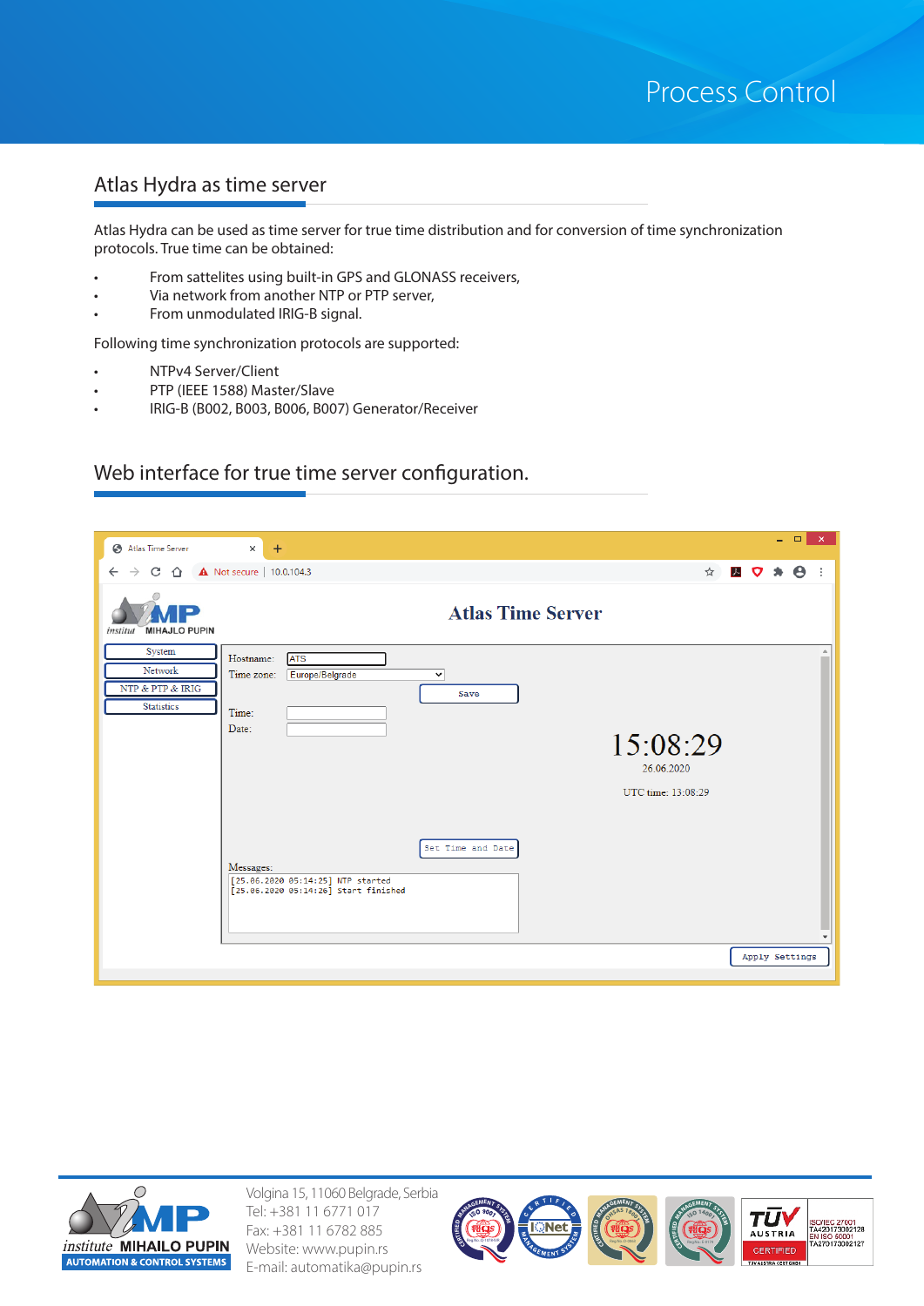## Atlas Hydra as time server

Atlas Hydra can be used as time server for true time distribution and for conversion of time synchronization protocols. True time can be obtained:

- From sattelites using built-in GPS and GLONASS receivers,
- Via network from another NTP or PTP server,
- From unmodulated IRIG-B signal.

Following time synchronization protocols are supported:

- NTPv4 Server/Client
- PTP (IEEE 1588) Master/Slave
- IRIG-B (B002, B003, B006, B007) Generator/Receiver

## Web interface for true time server configuration.

Volgina 15, 11060 Belgrade, Serbia
Tel: +381 11 6771 017
Fax: +381 11 6782 885
Website: www.pupin.rs
E-mail: automatika@pupin.rs